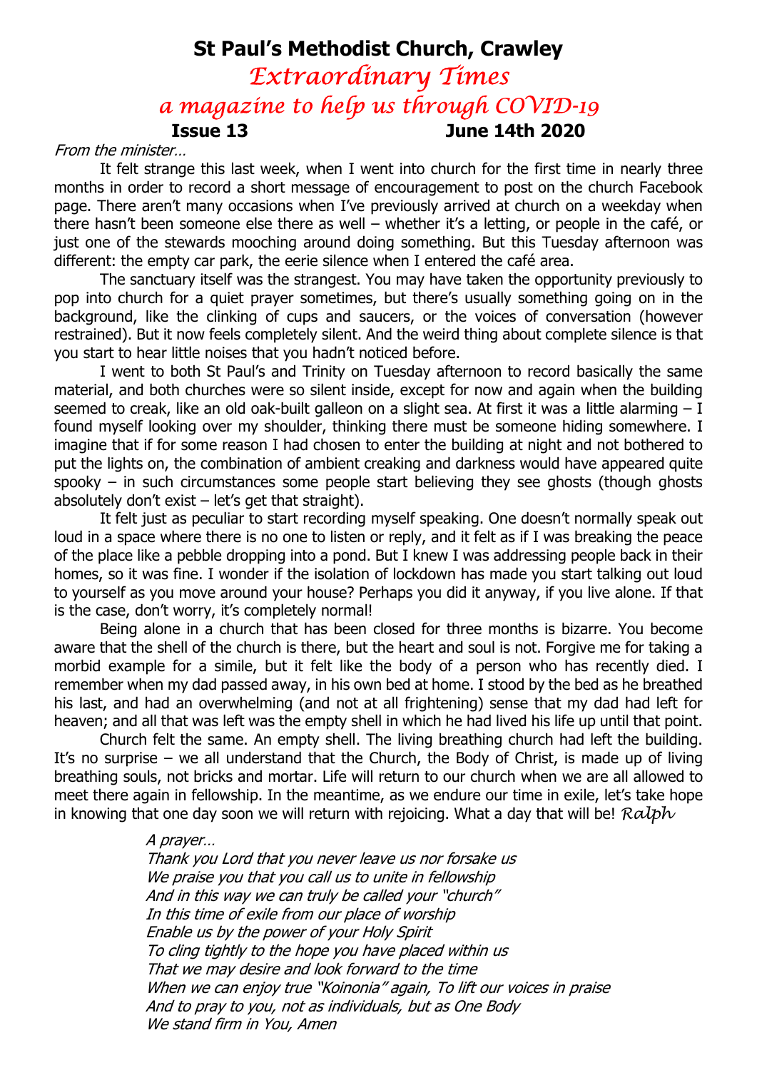# St Paul's Methodist Church, Crawley

## *Extraordinary Times*

### *a magazine to help us through COVID-19*

**Issue 13** **June 14th 2020**

*From the minister…*

It felt strange this last week, when I went into church for the first time in nearly three months in order to record a short message of encouragement to post on the church Facebook page. There aren't many occasions when I've previously arrived at church on a weekday when there hasn't been someone else there as well – whether it's a letting, or people in the café, or just one of the stewards mooching around doing something. But this Tuesday afternoon was different: the empty car park, the eerie silence when I entered the café area.

The sanctuary itself was the strangest. You may have taken the opportunity previously to pop into church for a quiet prayer sometimes, but there's usually something going on in the background, like the clinking of cups and saucers, or the voices of conversation (however restrained). But it now feels completely silent. And the weird thing about complete silence is that you start to hear little noises that you hadn't noticed before.

I went to both St Paul's and Trinity on Tuesday afternoon to record basically the same material, and both churches were so silent inside, except for now and again when the building seemed to creak, like an old oak-built galleon on a slight sea. At first it was a little alarming – I found myself looking over my shoulder, thinking there must be someone hiding somewhere. I imagine that if for some reason I had chosen to enter the building at night and not bothered to put the lights on, the combination of ambient creaking and darkness would have appeared quite spooky – in such circumstances some people start believing they see ghosts (though ghosts absolutely don't exist – let's get that straight).

It felt just as peculiar to start recording myself speaking. One doesn't normally speak out loud in a space where there is no one to listen or reply, and it felt as if I was breaking the peace of the place like a pebble dropping into a pond. But I knew I was addressing people back in their homes, so it was fine. I wonder if the isolation of lockdown has made you start talking out loud to yourself as you move around your house? Perhaps you did it anyway, if you live alone. If that is the case, don't worry, it's completely normal!

Being alone in a church that has been closed for three months is bizarre. You become aware that the shell of the church is there, but the heart and soul is not. Forgive me for taking a morbid example for a simile, but it felt like the body of a person who has recently died. I remember when my dad passed away, in his own bed at home. I stood by the bed as he breathed his last, and had an overwhelming (and not at all frightening) sense that my dad had left for heaven; and all that was left was the empty shell in which he had lived his life up until that point.

Church felt the same. An empty shell. The living breathing church had left the building. It's no surprise – we all understand that the Church, the Body of Christ, is made up of living breathing souls, not bricks and mortar. Life will return to our church when we are all allowed to meet there again in fellowship. In the meantime, as we endure our time in exile, let's take hope in knowing that one day soon we will return with rejoicing. What a day that will be! *Ralph*

*A prayer…*

*Thank you Lord that you never leave us nor forsake us*
*We praise you that you call us to unite in fellowship*
*And in this way we can truly be called your "church"*
*In this time of exile from our place of worship*
*Enable us by the power of your Holy Spirit*
*To cling tightly to the hope you have placed within us*
*That we may desire and look forward to the time*
*When we can enjoy true "Koinonia" again, To lift our voices in praise*
*And to pray to you, not as individuals, but as One Body*
*We stand firm in You, Amen*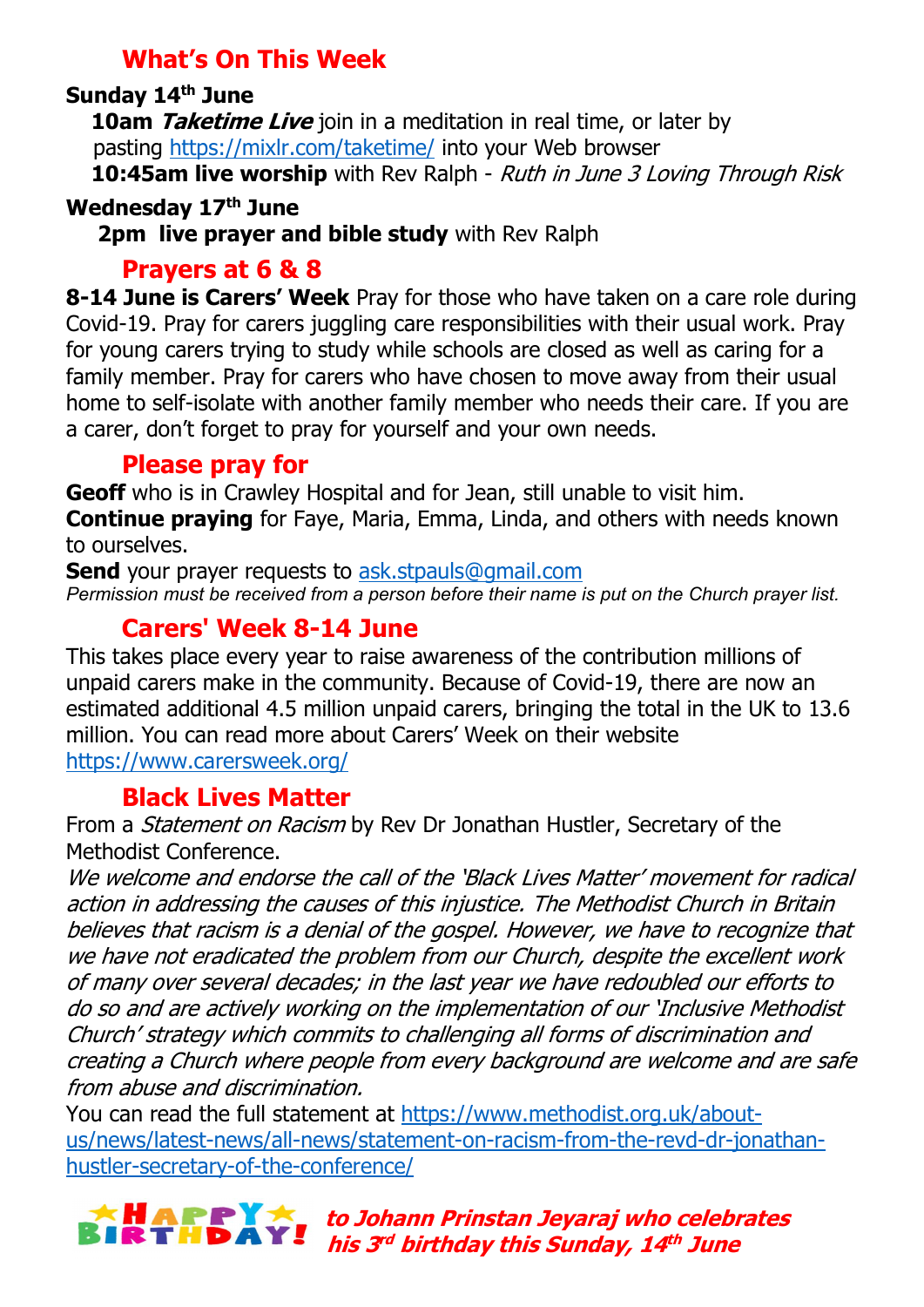## What's On This Week

**Sunday 14th June**

**10am *Taketime Live*** join in a meditation in real time, or later by pasting https://mixlr.com/taketime/ into your Web browser

**10:45am live worship** with Rev Ralph - *Ruth in June 3 Loving Through Risk*

**Wednesday 17th June**

**2pm live prayer and bible study** with Rev Ralph

## Prayers at 6 & 8

**8-14 June is Carers' Week** Pray for those who have taken on a care role during Covid-19. Pray for carers juggling care responsibilities with their usual work. Pray for young carers trying to study while schools are closed as well as caring for a family member. Pray for carers who have chosen to move away from their usual home to self-isolate with another family member who needs their care. If you are a carer, don't forget to pray for yourself and your own needs.

## Please pray for

**Geoff** who is in Crawley Hospital and for Jean, still unable to visit him.
**Continue praying** for Faye, Maria, Emma, Linda, and others with needs known to ourselves.

**Send** your prayer requests to ask.stpauls@gmail.com

*Permission must be received from a person before their name is put on the Church prayer list.*

## Carers' Week 8-14 June

This takes place every year to raise awareness of the contribution millions of unpaid carers make in the community. Because of Covid-19, there are now an estimated additional 4.5 million unpaid carers, bringing the total in the UK to 13.6 million. You can read more about Carers' Week on their website https://www.carersweek.org/

## Black Lives Matter

From a *Statement on Racism* by Rev Dr Jonathan Hustler, Secretary of the Methodist Conference.

*We welcome and endorse the call of the 'Black Lives Matter' movement for radical action in addressing the causes of this injustice. The Methodist Church in Britain believes that racism is a denial of the gospel. However, we have to recognize that we have not eradicated the problem from our Church, despite the excellent work of many over several decades; in the last year we have redoubled our efforts to do so and are actively working on the implementation of our 'Inclusive Methodist Church' strategy which commits to challenging all forms of discrimination and creating a Church where people from every background are welcome and are safe from abuse and discrimination.*

You can read the full statement at https://www.methodist.org.uk/about-us/news/latest-news/all-news/statement-on-racism-from-the-revd-dr-jonathan-hustler-secretary-of-the-conference/

**HAPPY BIRTHDAY!** ***to Johann Prinstan Jeyaraj who celebrates his 3rd birthday this Sunday, 14th June***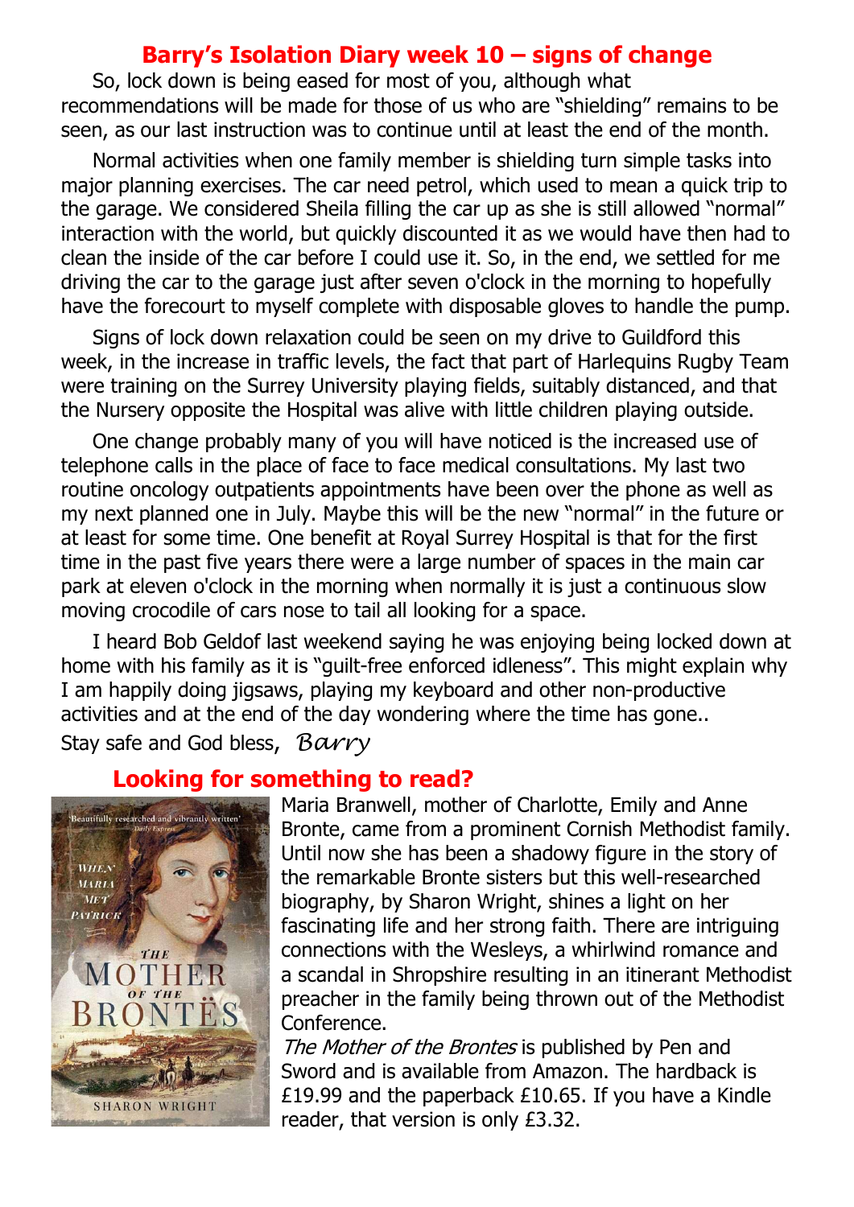## Barry's Isolation Diary week 10 – signs of change

So, lock down is being eased for most of you, although what recommendations will be made for those of us who are "shielding" remains to be seen, as our last instruction was to continue until at least the end of the month.

Normal activities when one family member is shielding turn simple tasks into major planning exercises. The car need petrol, which used to mean a quick trip to the garage. We considered Sheila filling the car up as she is still allowed "normal" interaction with the world, but quickly discounted it as we would have then had to clean the inside of the car before I could use it. So, in the end, we settled for me driving the car to the garage just after seven o'clock in the morning to hopefully have the forecourt to myself complete with disposable gloves to handle the pump.

Signs of lock down relaxation could be seen on my drive to Guildford this week, in the increase in traffic levels, the fact that part of Harlequins Rugby Team were training on the Surrey University playing fields, suitably distanced, and that the Nursery opposite the Hospital was alive with little children playing outside.

One change probably many of you will have noticed is the increased use of telephone calls in the place of face to face medical consultations. My last two routine oncology outpatients appointments have been over the phone as well as my next planned one in July. Maybe this will be the new "normal" in the future or at least for some time. One benefit at Royal Surrey Hospital is that for the first time in the past five years there were a large number of spaces in the main car park at eleven o'clock in the morning when normally it is just a continuous slow moving crocodile of cars nose to tail all looking for a space.

I heard Bob Geldof last weekend saying he was enjoying being locked down at home with his family as it is "guilt-free enforced idleness". This might explain why I am happily doing jigsaws, playing my keyboard and other non-productive activities and at the end of the day wondering where the time has gone..

Stay safe and God bless, *Barry*

## Looking for something to read?

Maria Branwell, mother of Charlotte, Emily and Anne Bronte, came from a prominent Cornish Methodist family. Until now she has been a shadowy figure in the story of the remarkable Bronte sisters but this well-researched biography, by Sharon Wright, shines a light on her fascinating life and her strong faith. There are intriguing connections with the Wesleys, a whirlwind romance and a scandal in Shropshire resulting in an itinerant Methodist preacher in the family being thrown out of the Methodist Conference.

*The Mother of the Brontes* is published by Pen and Sword and is available from Amazon. The hardback is £19.99 and the paperback £10.65. If you have a Kindle reader, that version is only £3.32.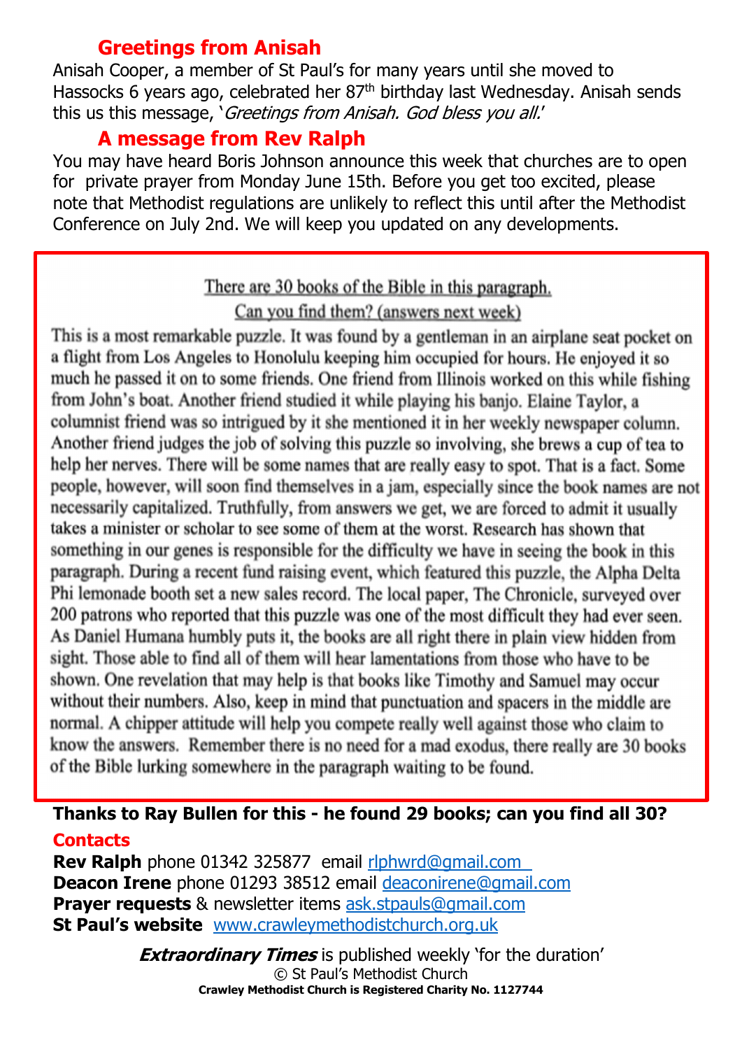## Greetings from Anisah

Anisah Cooper, a member of St Paul's for many years until she moved to Hassocks 6 years ago, celebrated her 87th birthday last Wednesday. Anisah sends this us this message, '*Greetings from Anisah. God bless you all.*'

## A message from Rev Ralph

You may have heard Boris Johnson announce this week that churches are to open for private prayer from Monday June 15th. Before you get too excited, please note that Methodist regulations are unlikely to reflect this until after the Methodist Conference on July 2nd. We will keep you updated on any developments.

There are 30 books of the Bible in this paragraph.
Can you find them? (answers next week)

This is a most remarkable puzzle. It was found by a gentleman in an airplane seat pocket on a flight from Los Angeles to Honolulu keeping him occupied for hours. He enjoyed it so much he passed it on to some friends. One friend from Illinois worked on this while fishing from John's boat. Another friend studied it while playing his banjo. Elaine Taylor, a columnist friend was so intrigued by it she mentioned it in her weekly newspaper column. Another friend judges the job of solving this puzzle so involving, she brews a cup of tea to help her nerves. There will be some names that are really easy to spot. That is a fact. Some people, however, will soon find themselves in a jam, especially since the book names are not necessarily capitalized. Truthfully, from answers we get, we are forced to admit it usually takes a minister or scholar to see some of them at the worst. Research has shown that something in our genes is responsible for the difficulty we have in seeing the book in this paragraph. During a recent fund raising event, which featured this puzzle, the Alpha Delta Phi lemonade booth set a new sales record. The local paper, The Chronicle, surveyed over 200 patrons who reported that this puzzle was one of the most difficult they had ever seen. As Daniel Humana humbly puts it, the books are all right there in plain view hidden from sight. Those able to find all of them will hear lamentations from those who have to be shown. One revelation that may help is that books like Timothy and Samuel may occur without their numbers. Also, keep in mind that punctuation and spacers in the middle are normal. A chipper attitude will help you compete really well against those who claim to know the answers. Remember there is no need for a mad exodus, there really are 30 books of the Bible lurking somewhere in the paragraph waiting to be found.

**Thanks to Ray Bullen for this - he found 29 books; can you find all 30?**

## Contacts

**Rev Ralph** phone 01342 325877 email rlphwrd@gmail.com
**Deacon Irene** phone 01293 38512 email deaconirene@gmail.com
**Prayer requests** & newsletter items ask.stpauls@gmail.com
**St Paul's website** www.crawleymethodistchurch.org.uk

***Extraordinary Times*** is published weekly 'for the duration'
© St Paul's Methodist Church
**Crawley Methodist Church is Registered Charity No. 1127744**